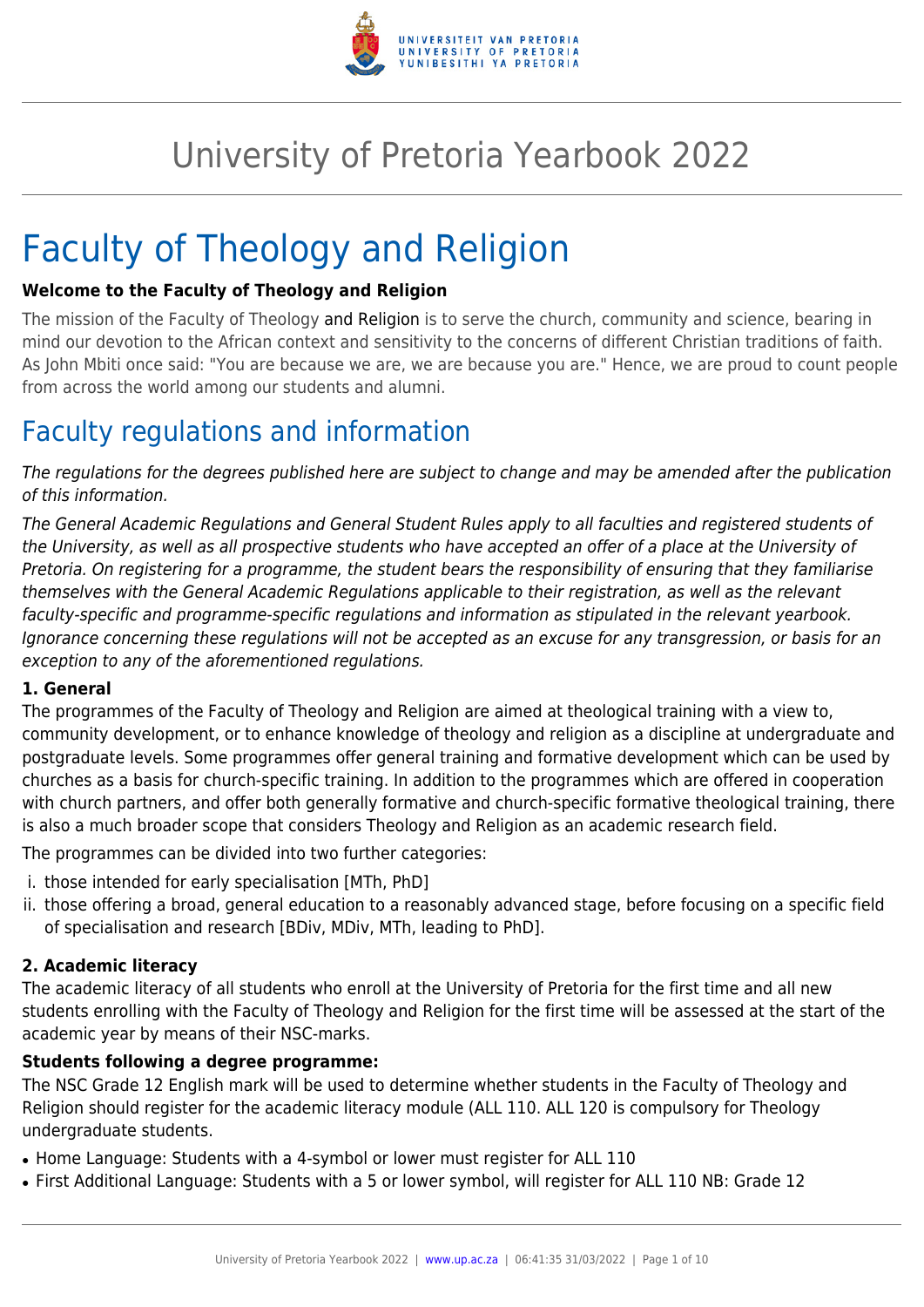# University of Pretoria Yearbook 2022

# Faculty of Theology and Religion

**Welcome to the Faculty of Theology and Religion**

The mission of the Faculty of Theology and Religion is to serve the church, community and science, bearing in mind our devotion to the African context and sensitivity to the concerns of different Christian traditions of faith. As John Mbiti once said: "You are because we are, we are because you are." Hence, we are proud to count people from across the world among our students and alumni.

## Faculty regulations and information

*The regulations for the degrees published here are subject to change and may be amended after the publication of this information.*

*The General Academic Regulations and General Student Rules apply to all faculties and registered students of the University, as well as all prospective students who have accepted an offer of a place at the University of Pretoria. On registering for a programme, the student bears the responsibility of ensuring that they familiarise themselves with the General Academic Regulations applicable to their registration, as well as the relevant faculty-specific and programme-specific regulations and information as stipulated in the relevant yearbook. Ignorance concerning these regulations will not be accepted as an excuse for any transgression, or basis for an exception to any of the aforementioned regulations.*

**1. General**

The programmes of the Faculty of Theology and Religion are aimed at theological training with a view to, community development, or to enhance knowledge of theology and religion as a discipline at undergraduate and postgraduate levels. Some programmes offer general training and formative development which can be used by churches as a basis for church-specific training. In addition to the programmes which are offered in cooperation with church partners, and offer both generally formative and church-specific formative theological training, there is also a much broader scope that considers Theology and Religion as an academic research field.

The programmes can be divided into two further categories:

i. those intended for early specialisation [MTh, PhD]
ii. those offering a broad, general education to a reasonably advanced stage, before focusing on a specific field of specialisation and research [BDiv, MDiv, MTh, leading to PhD].

**2. Academic literacy**

The academic literacy of all students who enroll at the University of Pretoria for the first time and all new students enrolling with the Faculty of Theology and Religion for the first time will be assessed at the start of the academic year by means of their NSC-marks.

**Students following a degree programme:**

The NSC Grade 12 English mark will be used to determine whether students in the Faculty of Theology and Religion should register for the academic literacy module (ALL 110. ALL 120 is compulsory for Theology undergraduate students.

- Home Language: Students with a 4-symbol or lower must register for ALL 110
- First Additional Language: Students with a 5 or lower symbol, will register for ALL 110 NB: Grade 12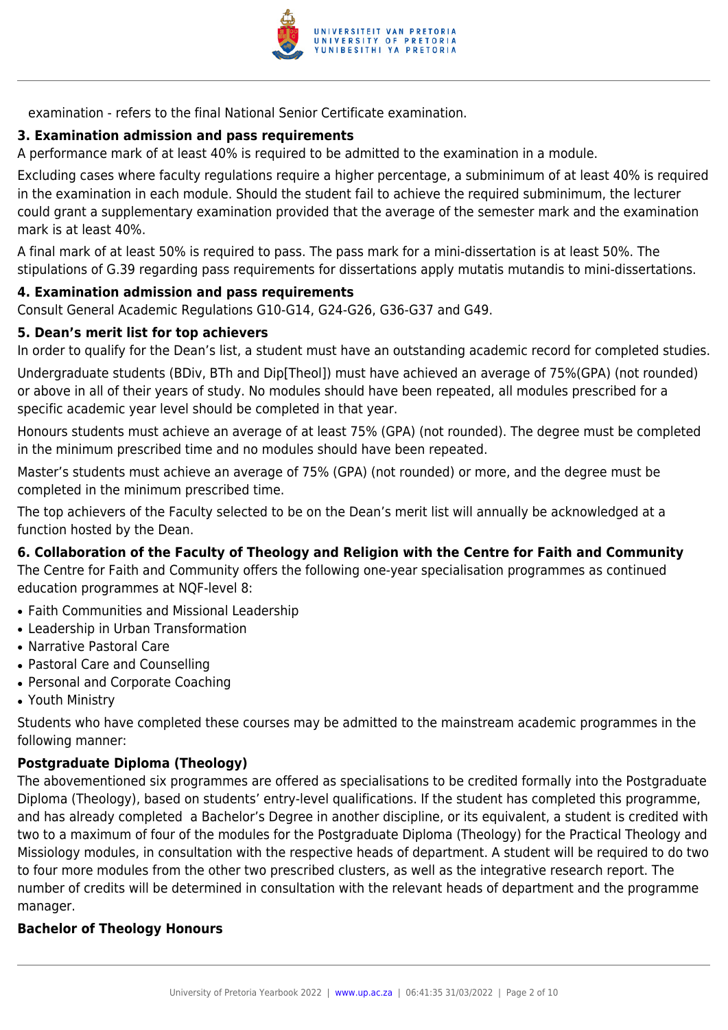examination - refers to the final National Senior Certificate examination.

### 3. Examination admission and pass requirements

A performance mark of at least 40% is required to be admitted to the examination in a module.

Excluding cases where faculty regulations require a higher percentage, a subminimum of at least 40% is required in the examination in each module. Should the student fail to achieve the required subminimum, the lecturer could grant a supplementary examination provided that the average of the semester mark and the examination mark is at least 40%.

A final mark of at least 50% is required to pass. The pass mark for a mini-dissertation is at least 50%. The stipulations of G.39 regarding pass requirements for dissertations apply mutatis mutandis to mini-dissertations.

### 4. Examination admission and pass requirements

Consult General Academic Regulations G10-G14, G24-G26, G36-G37 and G49.

### 5. Dean's merit list for top achievers

In order to qualify for the Dean's list, a student must have an outstanding academic record for completed studies.

Undergraduate students (BDiv, BTh and Dip[Theol]) must have achieved an average of 75%(GPA) (not rounded) or above in all of their years of study. No modules should have been repeated, all modules prescribed for a specific academic year level should be completed in that year.

Honours students must achieve an average of at least 75% (GPA) (not rounded). The degree must be completed in the minimum prescribed time and no modules should have been repeated.

Master's students must achieve an average of 75% (GPA) (not rounded) or more, and the degree must be completed in the minimum prescribed time.

The top achievers of the Faculty selected to be on the Dean's merit list will annually be acknowledged at a function hosted by the Dean.

### 6. Collaboration of the Faculty of Theology and Religion with the Centre for Faith and Community

The Centre for Faith and Community offers the following one-year specialisation programmes as continued education programmes at NQF-level 8:

- Faith Communities and Missional Leadership
- Leadership in Urban Transformation
- Narrative Pastoral Care
- Pastoral Care and Counselling
- Personal and Corporate Coaching
- Youth Ministry

Students who have completed these courses may be admitted to the mainstream academic programmes in the following manner:

#### Postgraduate Diploma (Theology)

The abovementioned six programmes are offered as specialisations to be credited formally into the Postgraduate Diploma (Theology), based on students' entry-level qualifications. If the student has completed this programme, and has already completed a Bachelor's Degree in another discipline, or its equivalent, a student is credited with two to a maximum of four of the modules for the Postgraduate Diploma (Theology) for the Practical Theology and Missiology modules, in consultation with the respective heads of department. A student will be required to do two to four more modules from the other two prescribed clusters, as well as the integrative research report. The number of credits will be determined in consultation with the relevant heads of department and the programme manager.

#### Bachelor of Theology Honours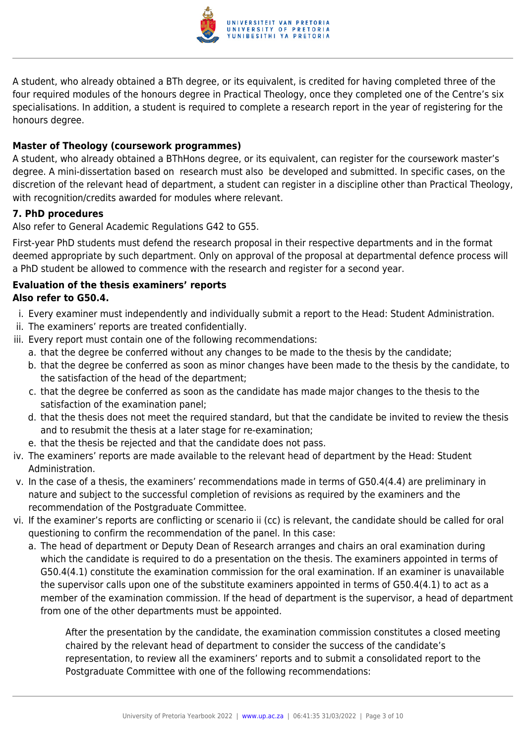A student, who already obtained a BTh degree, or its equivalent, is credited for having completed three of the four required modules of the honours degree in Practical Theology, once they completed one of the Centre's six specialisations. In addition, a student is required to complete a research report in the year of registering for the honours degree.

**Master of Theology (coursework programmes)**

A student, who already obtained a BThHons degree, or its equivalent, can register for the coursework master's degree. A mini-dissertation based on research must also be developed and submitted. In specific cases, on the discretion of the relevant head of department, a student can register in a discipline other than Practical Theology, with recognition/credits awarded for modules where relevant.

**7. PhD procedures**

Also refer to General Academic Regulations G42 to G55.

First-year PhD students must defend the research proposal in their respective departments and in the format deemed appropriate by such department. Only on approval of the proposal at departmental defence process will a PhD student be allowed to commence with the research and register for a second year.

**Evaluation of the thesis examiners' reports**
**Also refer to G50.4.**

i. Every examiner must independently and individually submit a report to the Head: Student Administration.
ii. The examiners' reports are treated confidentially.
iii. Every report must contain one of the following recommendations:
    a. that the degree be conferred without any changes to be made to the thesis by the candidate;
    b. that the degree be conferred as soon as minor changes have been made to the thesis by the candidate, to the satisfaction of the head of the department;
    c. that the degree be conferred as soon as the candidate has made major changes to the thesis to the satisfaction of the examination panel;
    d. that the thesis does not meet the required standard, but that the candidate be invited to review the thesis and to resubmit the thesis at a later stage for re-examination;
    e. that the thesis be rejected and that the candidate does not pass.
iv. The examiners' reports are made available to the relevant head of department by the Head: Student Administration.
v. In the case of a thesis, the examiners' recommendations made in terms of G50.4(4.4) are preliminary in nature and subject to the successful completion of revisions as required by the examiners and the recommendation of the Postgraduate Committee.
vi. If the examiner's reports are conflicting or scenario ii (cc) is relevant, the candidate should be called for oral questioning to confirm the recommendation of the panel. In this case:
    a. The head of department or Deputy Dean of Research arranges and chairs an oral examination during which the candidate is required to do a presentation on the thesis. The examiners appointed in terms of G50.4(4.1) constitute the examination commission for the oral examination. If an examiner is unavailable the supervisor calls upon one of the substitute examiners appointed in terms of G50.4(4.1) to act as a member of the examination commission. If the head of department is the supervisor, a head of department from one of the other departments must be appointed.

       After the presentation by the candidate, the examination commission constitutes a closed meeting chaired by the relevant head of department to consider the success of the candidate's representation, to review all the examiners' reports and to submit a consolidated report to the Postgraduate Committee with one of the following recommendations: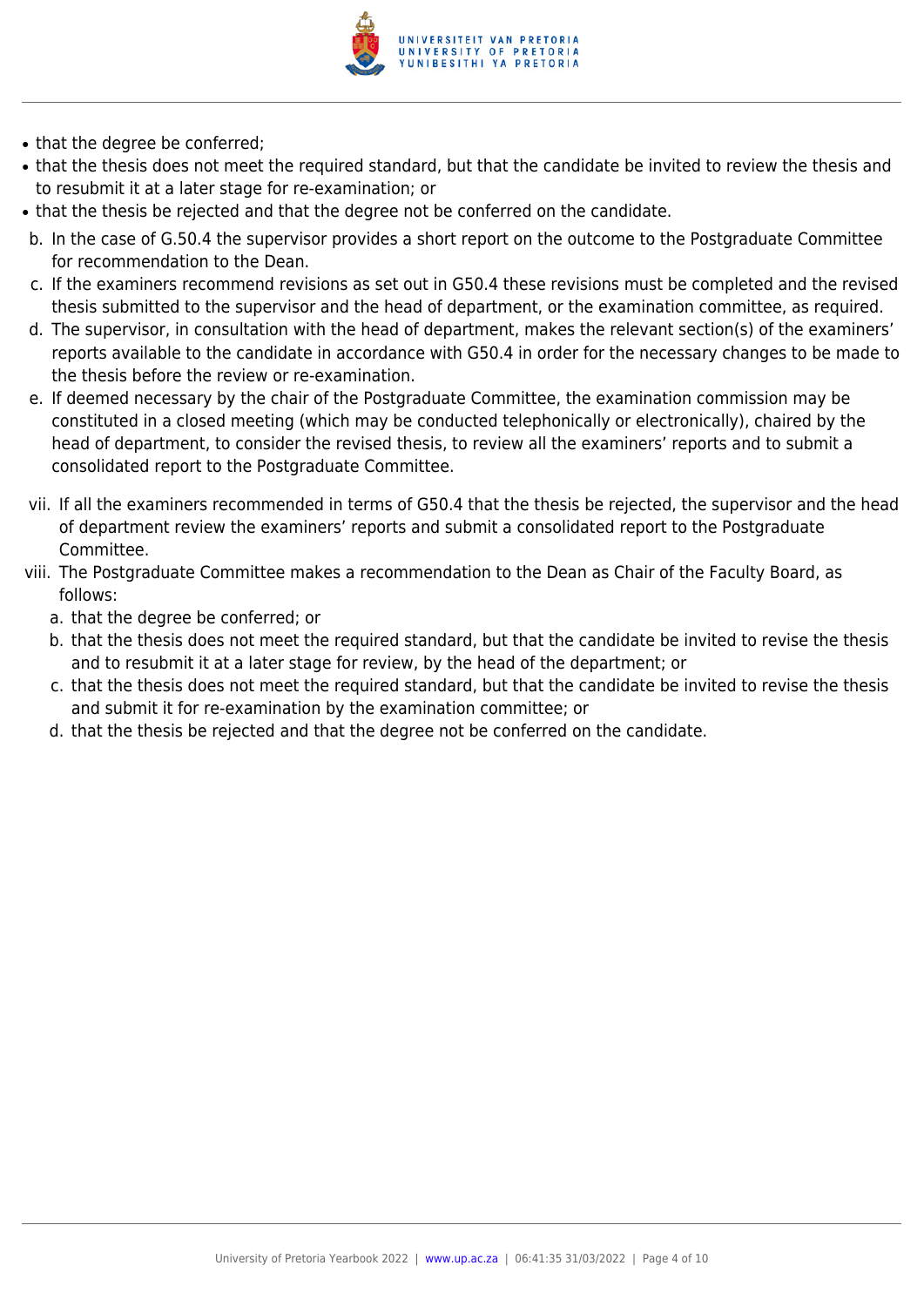- that the degree be conferred;
- that the thesis does not meet the required standard, but that the candidate be invited to review the thesis and to resubmit it at a later stage for re-examination; or
- that the thesis be rejected and that the degree not be conferred on the candidate.

b. In the case of G.50.4 the supervisor provides a short report on the outcome to the Postgraduate Committee for recommendation to the Dean.

c. If the examiners recommend revisions as set out in G50.4 these revisions must be completed and the revised thesis submitted to the supervisor and the head of department, or the examination committee, as required.

d. The supervisor, in consultation with the head of department, makes the relevant section(s) of the examiners' reports available to the candidate in accordance with G50.4 in order for the necessary changes to be made to the thesis before the review or re-examination.

e. If deemed necessary by the chair of the Postgraduate Committee, the examination commission may be constituted in a closed meeting (which may be conducted telephonically or electronically), chaired by the head of department, to consider the revised thesis, to review all the examiners' reports and to submit a consolidated report to the Postgraduate Committee.

vii. If all the examiners recommended in terms of G50.4 that the thesis be rejected, the supervisor and the head of department review the examiners' reports and submit a consolidated report to the Postgraduate Committee.

viii. The Postgraduate Committee makes a recommendation to the Dean as Chair of the Faculty Board, as follows:

a. that the degree be conferred; or
b. that the thesis does not meet the required standard, but that the candidate be invited to revise the thesis and to resubmit it at a later stage for review, by the head of the department; or
c. that the thesis does not meet the required standard, but that the candidate be invited to revise the thesis and submit it for re-examination by the examination committee; or
d. that the thesis be rejected and that the degree not be conferred on the candidate.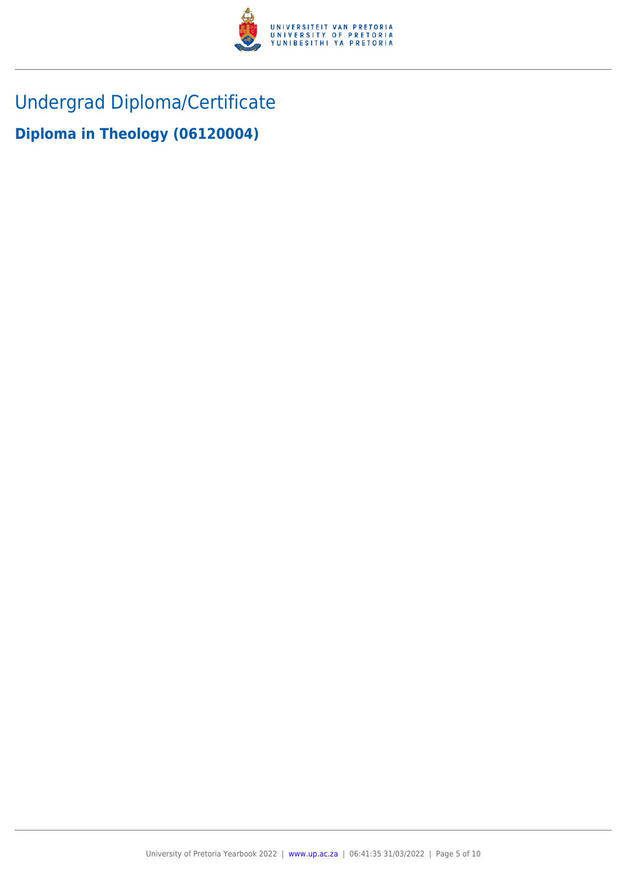# Undergrad Diploma/Certificate

## Diploma in Theology (06120004)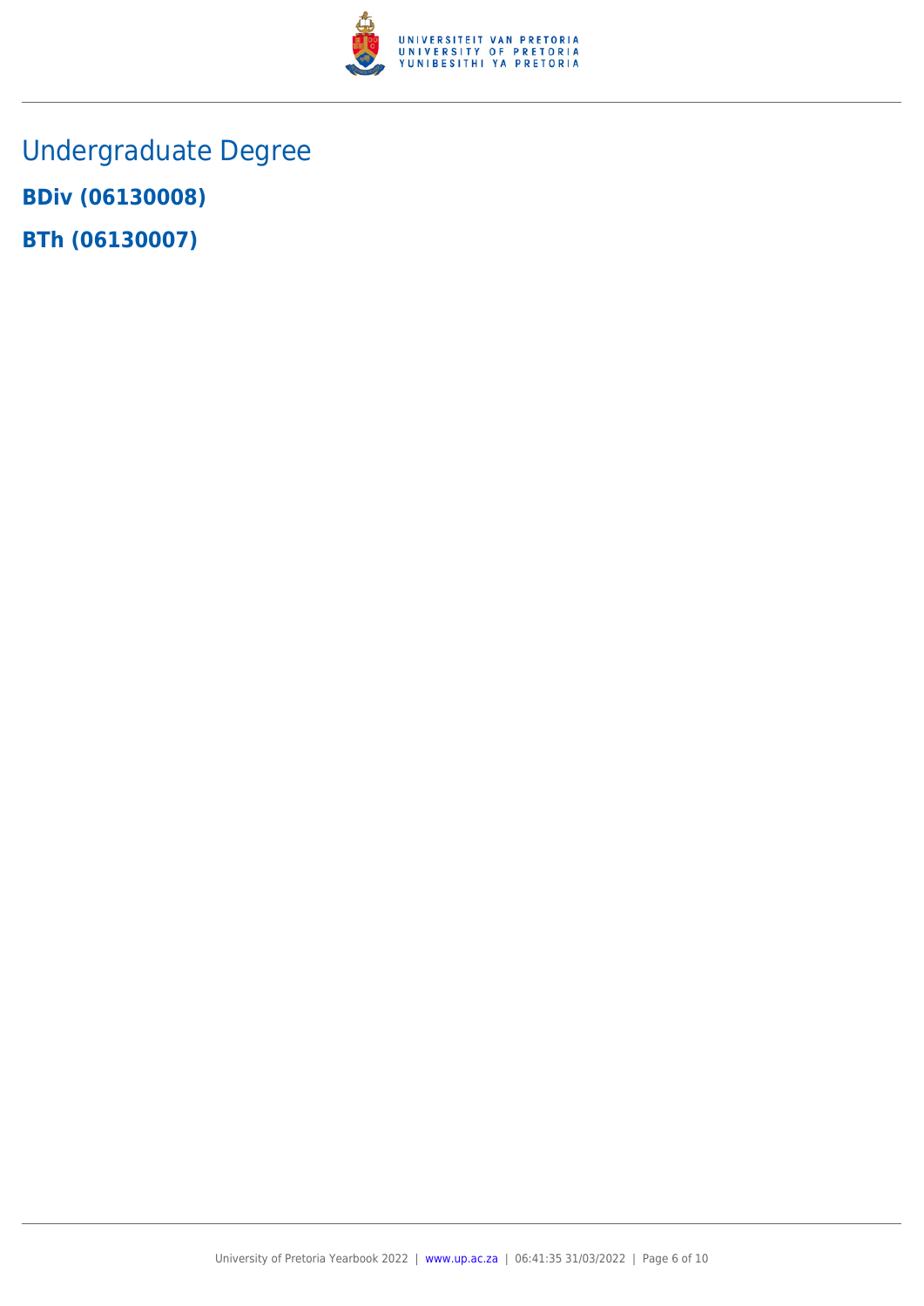# Undergraduate Degree

**BDiv (06130008)**

**BTh (06130007)**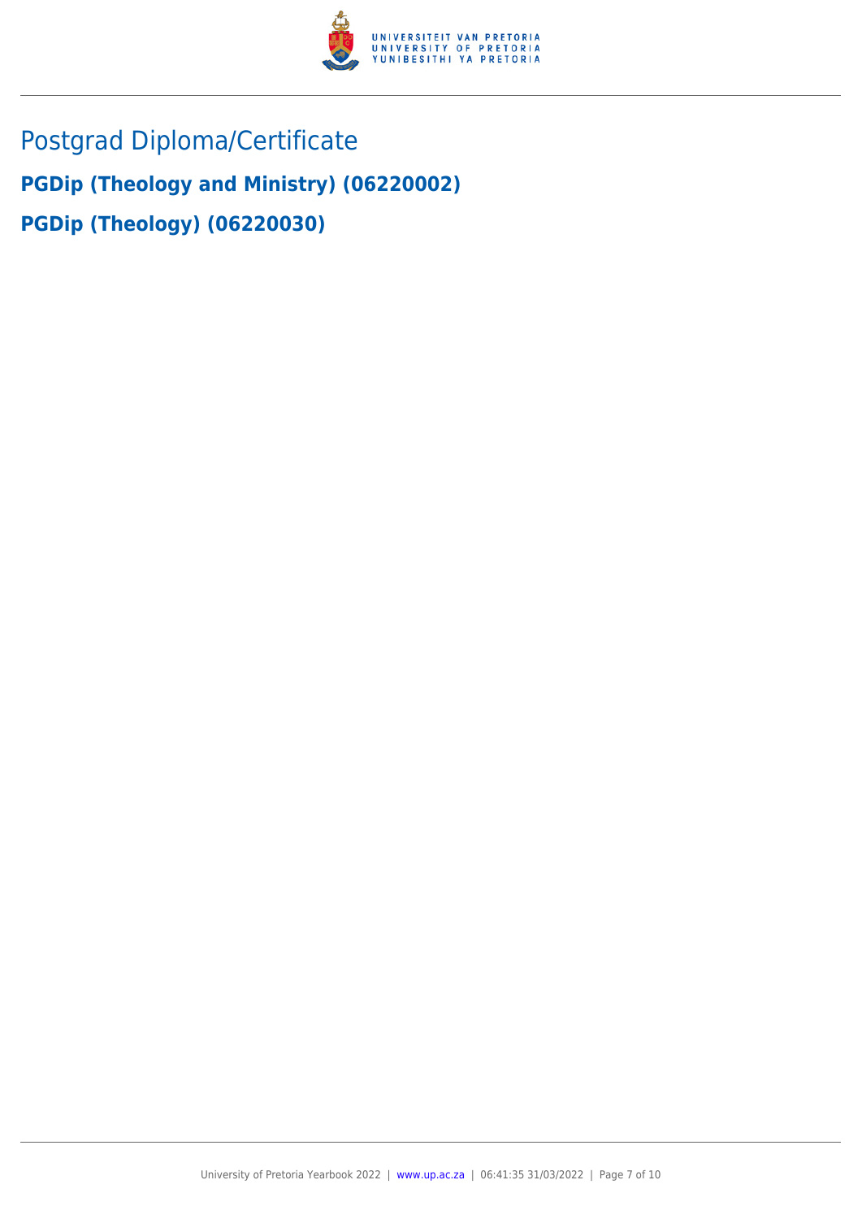# Postgrad Diploma/Certificate

## PGDip (Theology and Ministry) (06220002)

## PGDip (Theology) (06220030)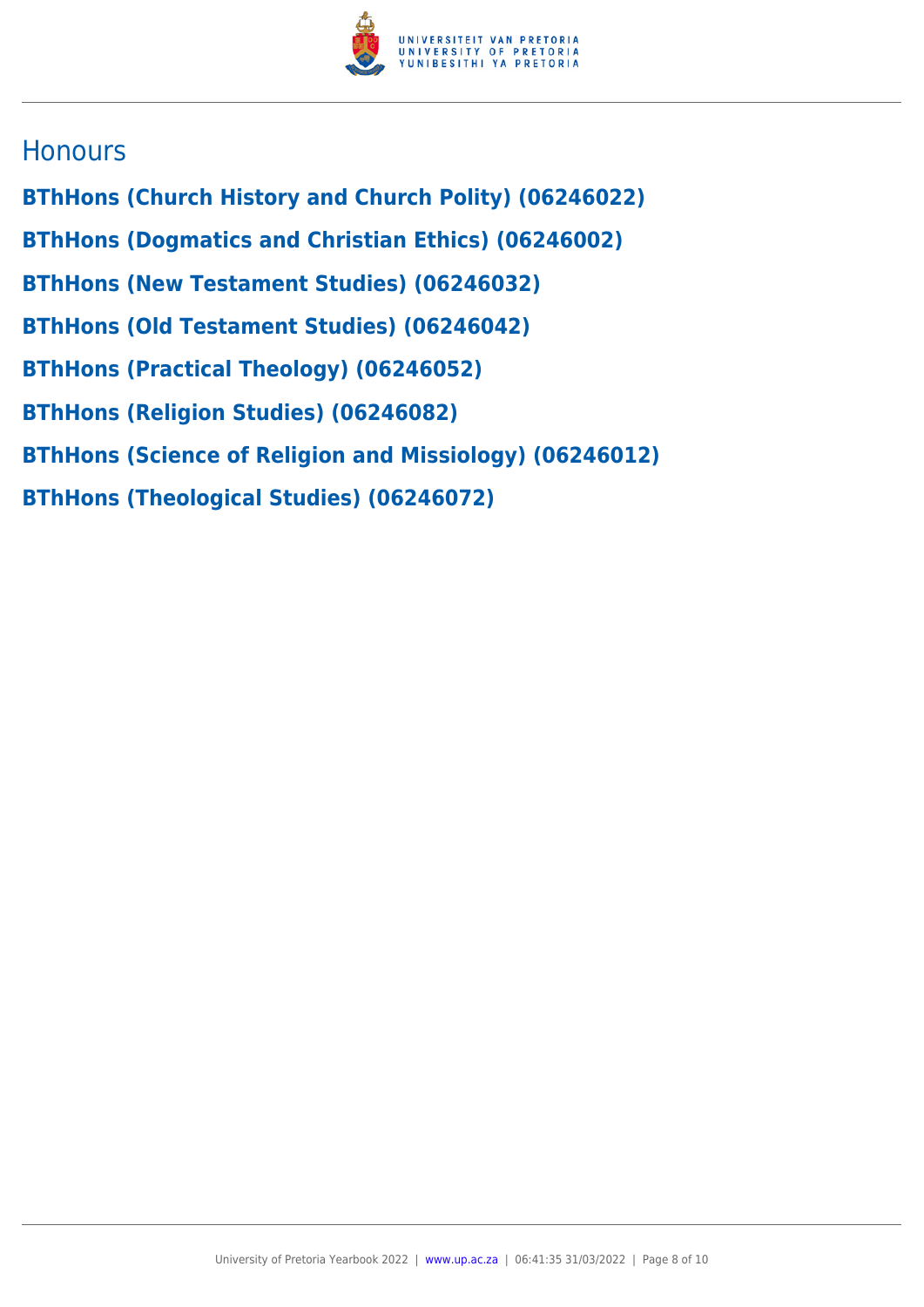## Honours

**BThHons (Church History and Church Polity) (06246022)**

**BThHons (Dogmatics and Christian Ethics) (06246002)**

**BThHons (New Testament Studies) (06246032)**

**BThHons (Old Testament Studies) (06246042)**

**BThHons (Practical Theology) (06246052)**

**BThHons (Religion Studies) (06246082)**

**BThHons (Science of Religion and Missiology) (06246012)**

**BThHons (Theological Studies) (06246072)**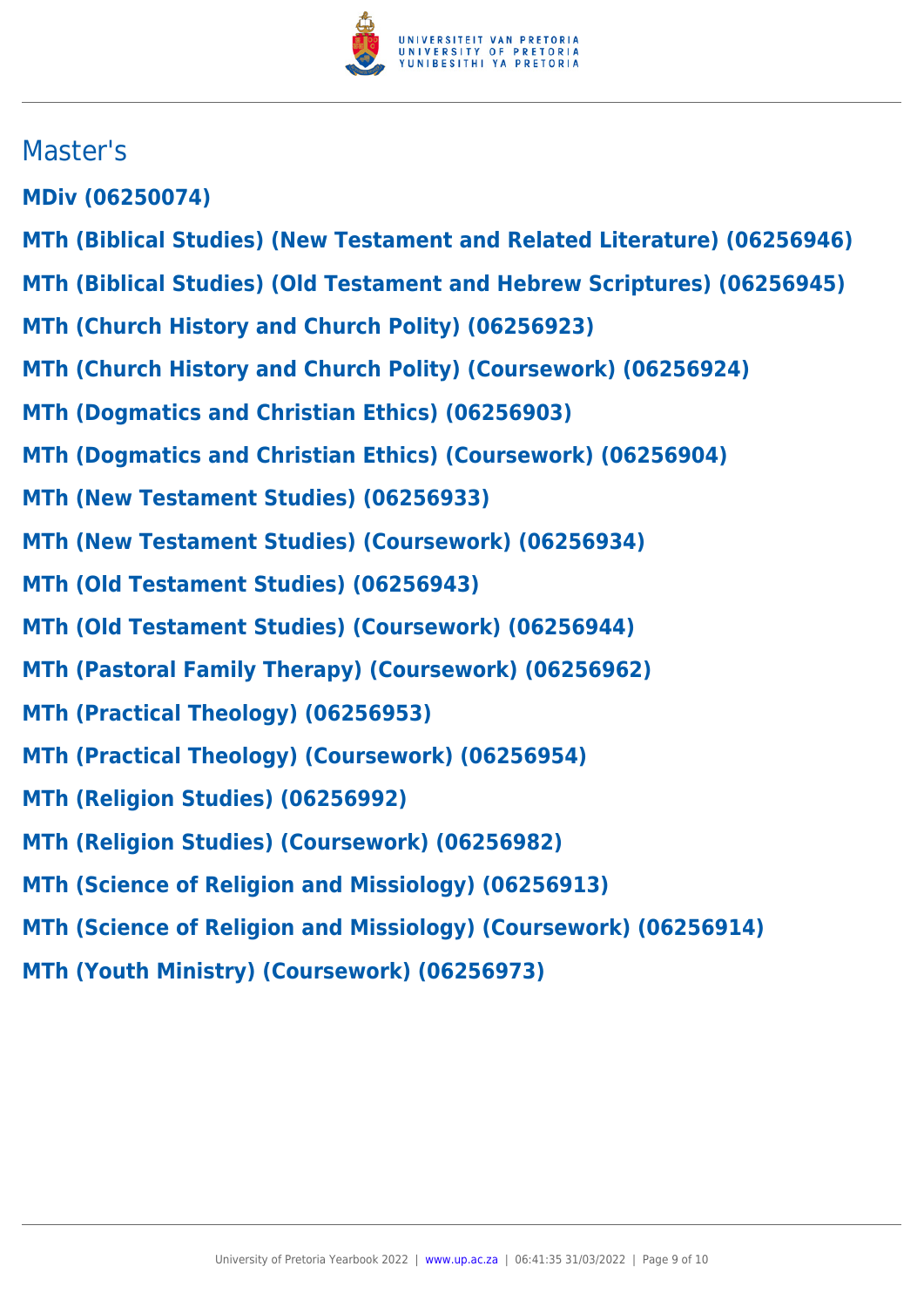## Master's

**MDiv (06250074)**

**MTh (Biblical Studies) (New Testament and Related Literature) (06256946)**

**MTh (Biblical Studies) (Old Testament and Hebrew Scriptures) (06256945)**

**MTh (Church History and Church Polity) (06256923)**

**MTh (Church History and Church Polity) (Coursework) (06256924)**

**MTh (Dogmatics and Christian Ethics) (06256903)**

**MTh (Dogmatics and Christian Ethics) (Coursework) (06256904)**

**MTh (New Testament Studies) (06256933)**

**MTh (New Testament Studies) (Coursework) (06256934)**

**MTh (Old Testament Studies) (06256943)**

**MTh (Old Testament Studies) (Coursework) (06256944)**

**MTh (Pastoral Family Therapy) (Coursework) (06256962)**

**MTh (Practical Theology) (06256953)**

**MTh (Practical Theology) (Coursework) (06256954)**

**MTh (Religion Studies) (06256992)**

**MTh (Religion Studies) (Coursework) (06256982)**

**MTh (Science of Religion and Missiology) (06256913)**

**MTh (Science of Religion and Missiology) (Coursework) (06256914)**

**MTh (Youth Ministry) (Coursework) (06256973)**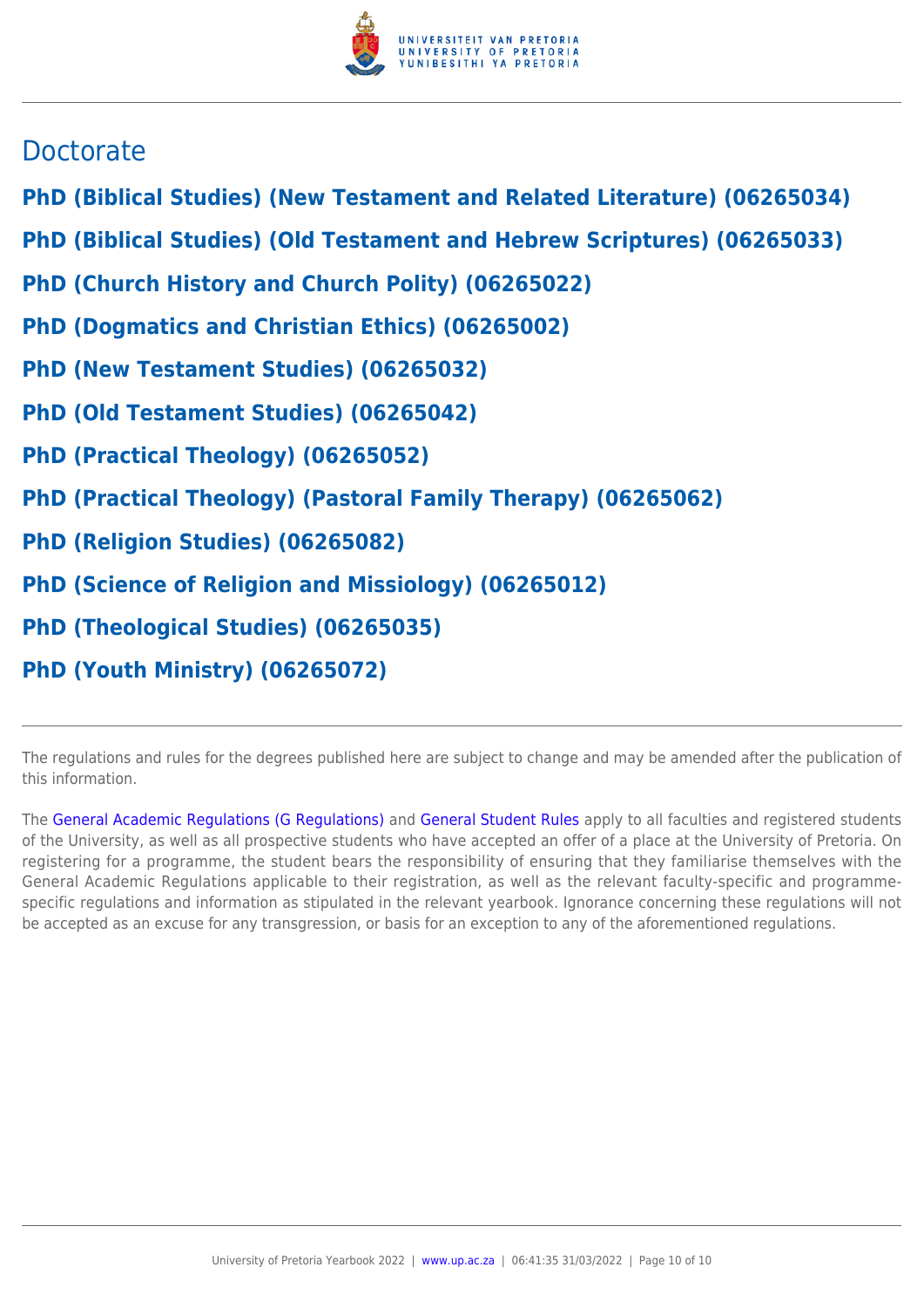## Doctorate

**PhD (Biblical Studies) (New Testament and Related Literature) (06265034)**

**PhD (Biblical Studies) (Old Testament and Hebrew Scriptures) (06265033)**

**PhD (Church History and Church Polity) (06265022)**

**PhD (Dogmatics and Christian Ethics) (06265002)**

**PhD (New Testament Studies) (06265032)**

**PhD (Old Testament Studies) (06265042)**

**PhD (Practical Theology) (06265052)**

**PhD (Practical Theology) (Pastoral Family Therapy) (06265062)**

**PhD (Religion Studies) (06265082)**

**PhD (Science of Religion and Missiology) (06265012)**

**PhD (Theological Studies) (06265035)**

**PhD (Youth Ministry) (06265072)**

---

The regulations and rules for the degrees published here are subject to change and may be amended after the publication of this information.

The General Academic Regulations (G Regulations) and General Student Rules apply to all faculties and registered students of the University, as well as all prospective students who have accepted an offer of a place at the University of Pretoria. On registering for a programme, the student bears the responsibility of ensuring that they familiarise themselves with the General Academic Regulations applicable to their registration, as well as the relevant faculty-specific and programme-specific regulations and information as stipulated in the relevant yearbook. Ignorance concerning these regulations will not be accepted as an excuse for any transgression, or basis for an exception to any of the aforementioned regulations.